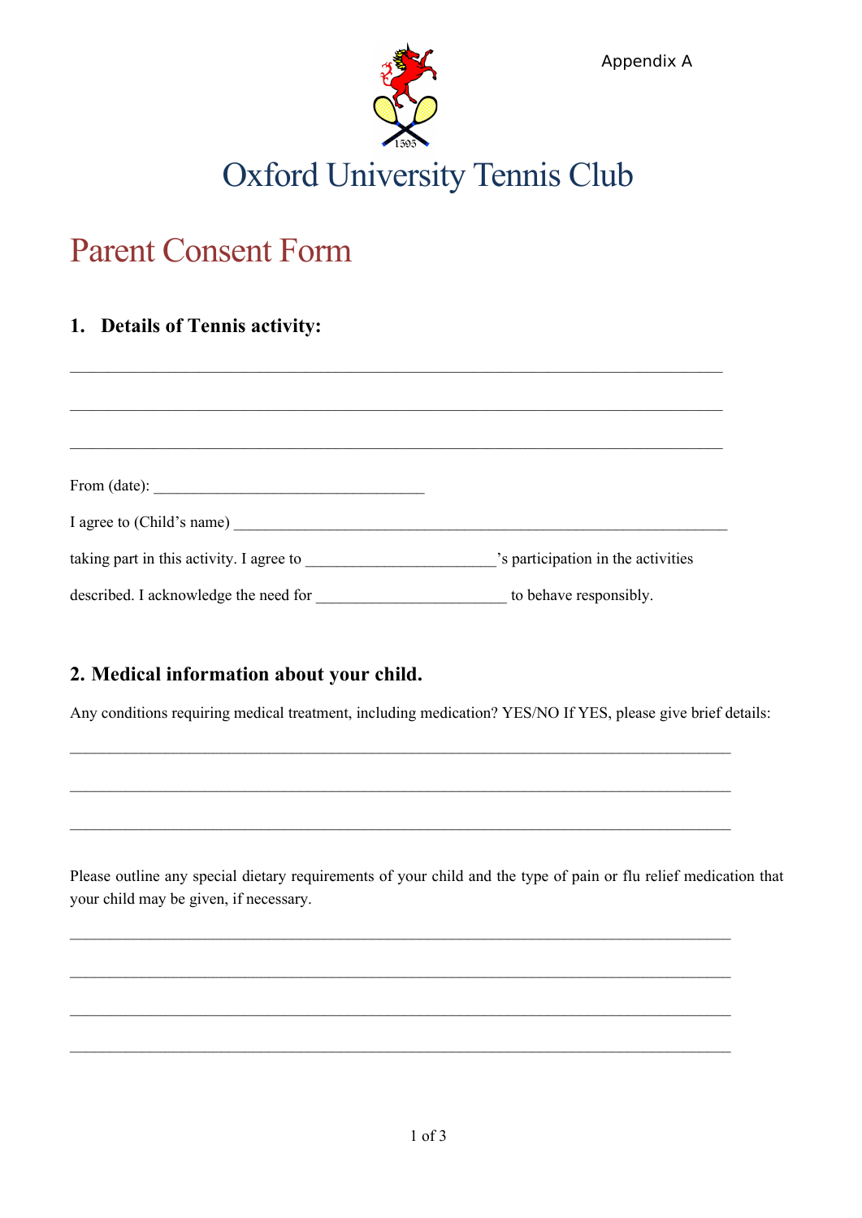Appendix A

# Oxford University Tennis Club

## Parent Consent Form

### 1. Details of Tennis activity:

_______________________________________________________________________________

_______________________________________________________________________________

_______________________________________________________________________________

From (date): _________________________________

I agree to (Child's name) ____________________________________________________________

taking part in this activity. I agree to _______________________'s participation in the activities described. I acknowledge the need for _______________________ to behave responsibly.

### 2. Medical information about your child.

Any conditions requiring medical treatment, including medication? YES/NO If YES, please give brief details:

_______________________________________________________________________________

_______________________________________________________________________________

_______________________________________________________________________________

Please outline any special dietary requirements of your child and the type of pain or flu relief medication that your child may be given, if necessary.

_______________________________________________________________________________

_______________________________________________________________________________

_______________________________________________________________________________

_______________________________________________________________________________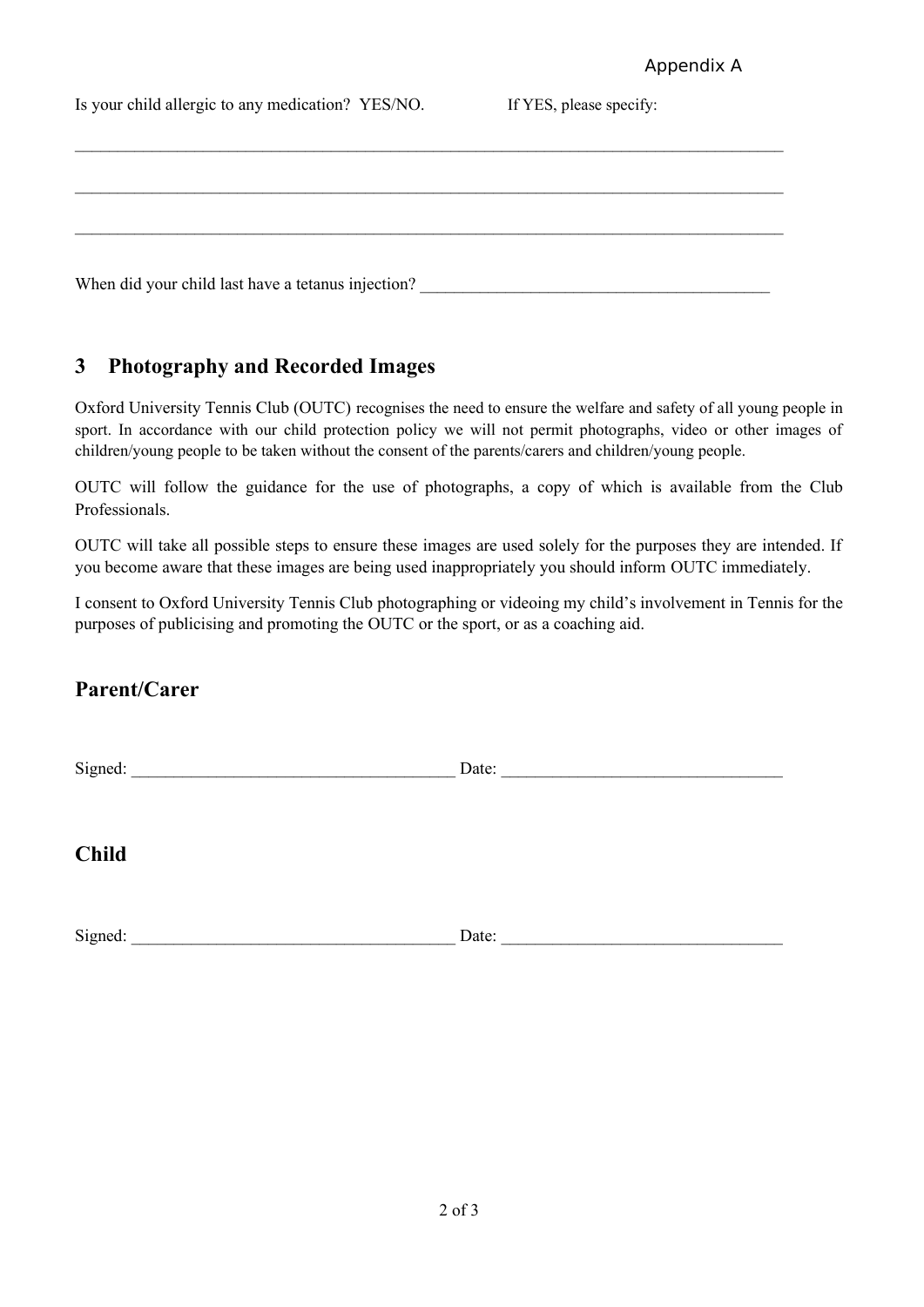Appendix A

Is your child allergic to any medication? YES/NO. If YES, please specify:

_______________________________________________________________________________________

_______________________________________________________________________________________

_______________________________________________________________________________________

When did your child last have a tetanus injection? __________________________________________

## 3 Photography and Recorded Images

Oxford University Tennis Club (OUTC) recognises the need to ensure the welfare and safety of all young people in sport. In accordance with our child protection policy we will not permit photographs, video or other images of children/young people to be taken without the consent of the parents/carers and children/young people.

OUTC will follow the guidance for the use of photographs, a copy of which is available from the Club Professionals.

OUTC will take all possible steps to ensure these images are used solely for the purposes they are intended. If you become aware that these images are being used inappropriately you should inform OUTC immediately.

I consent to Oxford University Tennis Club photographing or videoing my child's involvement in Tennis for the purposes of publicising and promoting the OUTC or the sport, or as a coaching aid.

## Parent/Carer

Signed: ______________________________________ Date: _________________________________

## Child

Signed: ______________________________________ Date: _________________________________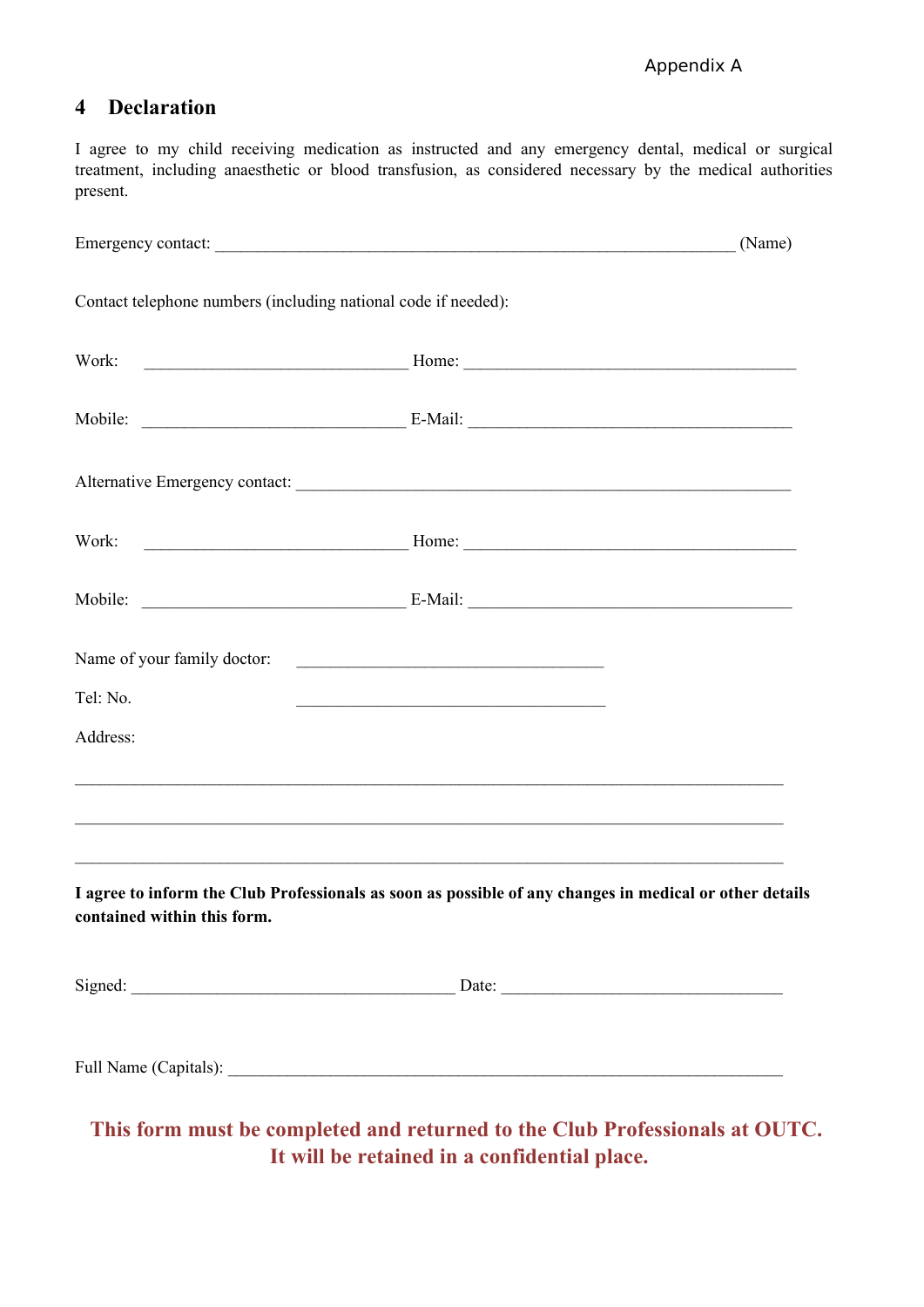## 4 Declaration

I agree to my child receiving medication as instructed and any emergency dental, medical or surgical treatment, including anaesthetic or blood transfusion, as considered necessary by the medical authorities present.

Emergency contact: ____________________________________________________________ (Name)

Contact telephone numbers (including national code if needed):

Work: ________________________________ Home: ________________________________________

Mobile: ________________________________ E-Mail: _______________________________________

Alternative Emergency contact: ____________________________________________________________

Work: ________________________________ Home: ________________________________________

Mobile: ________________________________ E-Mail: _______________________________________

Name of your family doctor: _____________________________________

Tel: No. _____________________________________

Address:

_____________________________________________________________________________________

_____________________________________________________________________________________

_____________________________________________________________________________________

**I agree to inform the Club Professionals as soon as possible of any changes in medical or other details contained within this form.**

Signed: _______________________________________ Date: __________________________________

Full Name (Capitals): ___________________________________________________________________

**This form must be completed and returned to the Club Professionals at OUTC. It will be retained in a confidential place.**